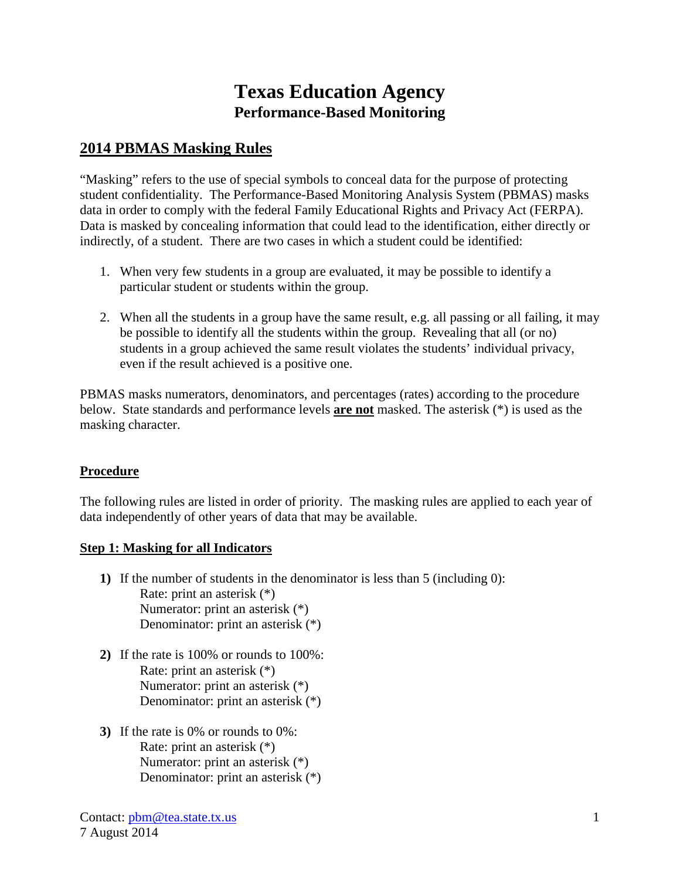# Texas Education Agency
## Performance-Based Monitoring

## 2014 PBMAS Masking Rules

"Masking" refers to the use of special symbols to conceal data for the purpose of protecting student confidentiality. The Performance-Based Monitoring Analysis System (PBMAS) masks data in order to comply with the federal Family Educational Rights and Privacy Act (FERPA). Data is masked by concealing information that could lead to the identification, either directly or indirectly, of a student. There are two cases in which a student could be identified:

1. When very few students in a group are evaluated, it may be possible to identify a particular student or students within the group.

2. When all the students in a group have the same result, e.g. all passing or all failing, it may be possible to identify all the students within the group. Revealing that all (or no) students in a group achieved the same result violates the students' individual privacy, even if the result achieved is a positive one.

PBMAS masks numerators, denominators, and percentages (rates) according to the procedure below. State standards and performance levels **are not** masked. The asterisk (*) is used as the masking character.

### Procedure

The following rules are listed in order of priority. The masking rules are applied to each year of data independently of other years of data that may be available.

### Step 1: Masking for all Indicators

**1)** If the number of students in the denominator is less than 5 (including 0):
- Rate: print an asterisk (*)
- Numerator: print an asterisk (*)
- Denominator: print an asterisk (*)

**2)** If the rate is 100% or rounds to 100%:
- Rate: print an asterisk (*)
- Numerator: print an asterisk (*)
- Denominator: print an asterisk (*)

**3)** If the rate is 0% or rounds to 0%:
- Rate: print an asterisk (*)
- Numerator: print an asterisk (*)
- Denominator: print an asterisk (*)

Contact: pbm@tea.state.tx.us
7 August 2014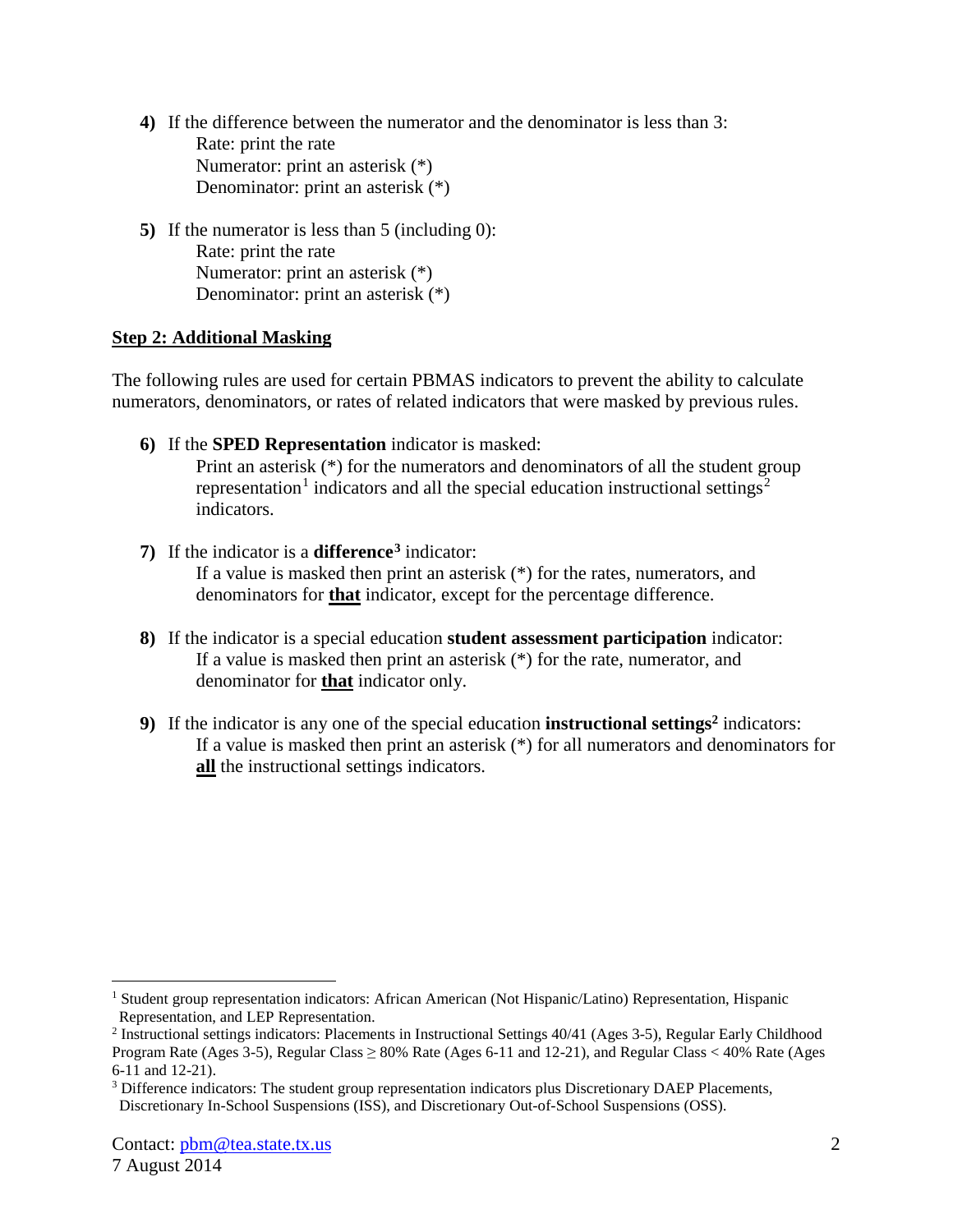4) If the difference between the numerator and the denominator is less than 3:
   Rate: print the rate
   Numerator: print an asterisk (*)
   Denominator: print an asterisk (*)

5) If the numerator is less than 5 (including 0):
   Rate: print the rate
   Numerator: print an asterisk (*)
   Denominator: print an asterisk (*)

## Step 2: Additional Masking

The following rules are used for certain PBMAS indicators to prevent the ability to calculate numerators, denominators, or rates of related indicators that were masked by previous rules.

6) If the **SPED Representation** indicator is masked:
   Print an asterisk (*) for the numerators and denominators of all the student group representation[1] indicators and all the special education instructional settings[2] indicators.

7) If the indicator is a **difference[3]** indicator:
   If a value is masked then print an asterisk (*) for the rates, numerators, and denominators for **that** indicator, except for the percentage difference.

8) If the indicator is a special education **student assessment participation** indicator:
   If a value is masked then print an asterisk (*) for the rate, numerator, and denominator for **that** indicator only.

9) If the indicator is any one of the special education **instructional settings[2]** indicators:
   If a value is masked then print an asterisk (*) for all numerators and denominators for **all** the instructional settings indicators.

---

[1] Student group representation indicators: African American (Not Hispanic/Latino) Representation, Hispanic Representation, and LEP Representation.

[2] Instructional settings indicators: Placements in Instructional Settings 40/41 (Ages 3-5), Regular Early Childhood Program Rate (Ages 3-5), Regular Class ≥ 80% Rate (Ages 6-11 and 12-21), and Regular Class < 40% Rate (Ages 6-11 and 12-21).

[3] Difference indicators: The student group representation indicators plus Discretionary DAEP Placements, Discretionary In-School Suspensions (ISS), and Discretionary Out-of-School Suspensions (OSS).

Contact: pbm@tea.state.tx.us
7 August 2014